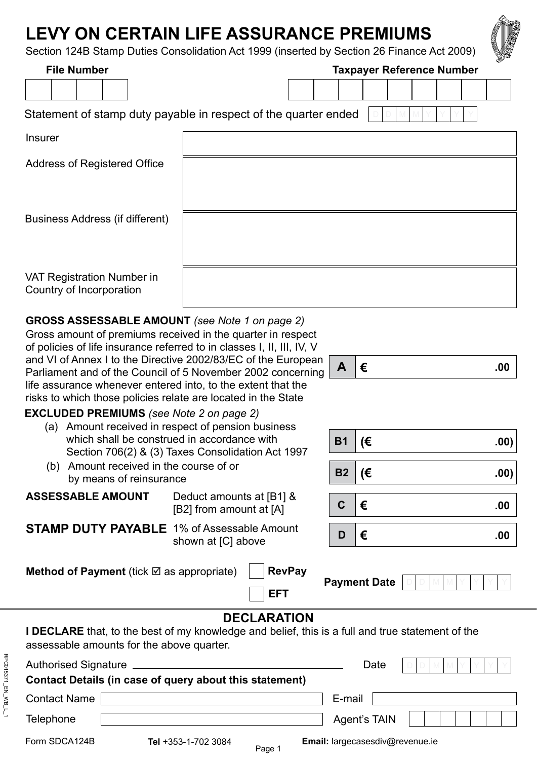# LEVY ON CERTAIN LIFE ASSURANCE PREMIUMS

Section 124B Stamp Duties Consolidation Act 1999 (inserted by Section 26 Finance Act 2009)

**File Number** | **Taxpayer Reference Number**

Statement of stamp duty payable in respect of the quarter ended D D M M Y Y Y Y

| | |
|---|---|
| Insurer | |
| Address of Registered Office | |
| Business Address (if different) | |
| VAT Registration Number in Country of Incorporation | |

**GROSS ASSESSABLE AMOUNT** *(see Note 1 on page 2)*
Gross amount of premiums received in the quarter in respect of policies of life insurance referred to in classes I, II, III, IV, V and VI of Annex I to the Directive 2002/83/EC of the European Parliament and of the Council of 5 November 2002 concerning life assurance whenever entered into, to the extent that the risks to which those policies relate are located in the State — **A** € .00

**EXCLUDED PREMIUMS** *(see Note 2 on page 2)*

(a) Amount received in respect of pension business which shall be construed in accordance with Section 706(2) & (3) Taxes Consolidation Act 1997 — **B1** (€ .00)

(b) Amount received in the course of or by means of reinsurance — **B2** (€ .00)

**ASSESSABLE AMOUNT** Deduct amounts at [B1] & [B2] from amount at [A] — **C** € .00

**STAMP DUTY PAYABLE** 1% of Assessable Amount shown at [C] above — **D** € .00

**Method of Payment** (tick ☑ as appropriate) ☐ **RevPay** ☐ **EFT**

**Payment Date** D D M M Y Y Y Y

## DECLARATION

**I DECLARE** that, to the best of my knowledge and belief, this is a full and true statement of the assessable amounts for the above quarter.

Authorised Signature ______________________ Date D D M M Y Y Y Y

**Contact Details (in case of query about this statement)**

Contact Name ______________ E-mail ______________

Telephone ______________ Agent's TAIN ______________

Form SDCA124B **Tel** +353-1-702 3084 **Email:** largecasesdiv@revenue.ie

RPC015371_EN_WB_L_1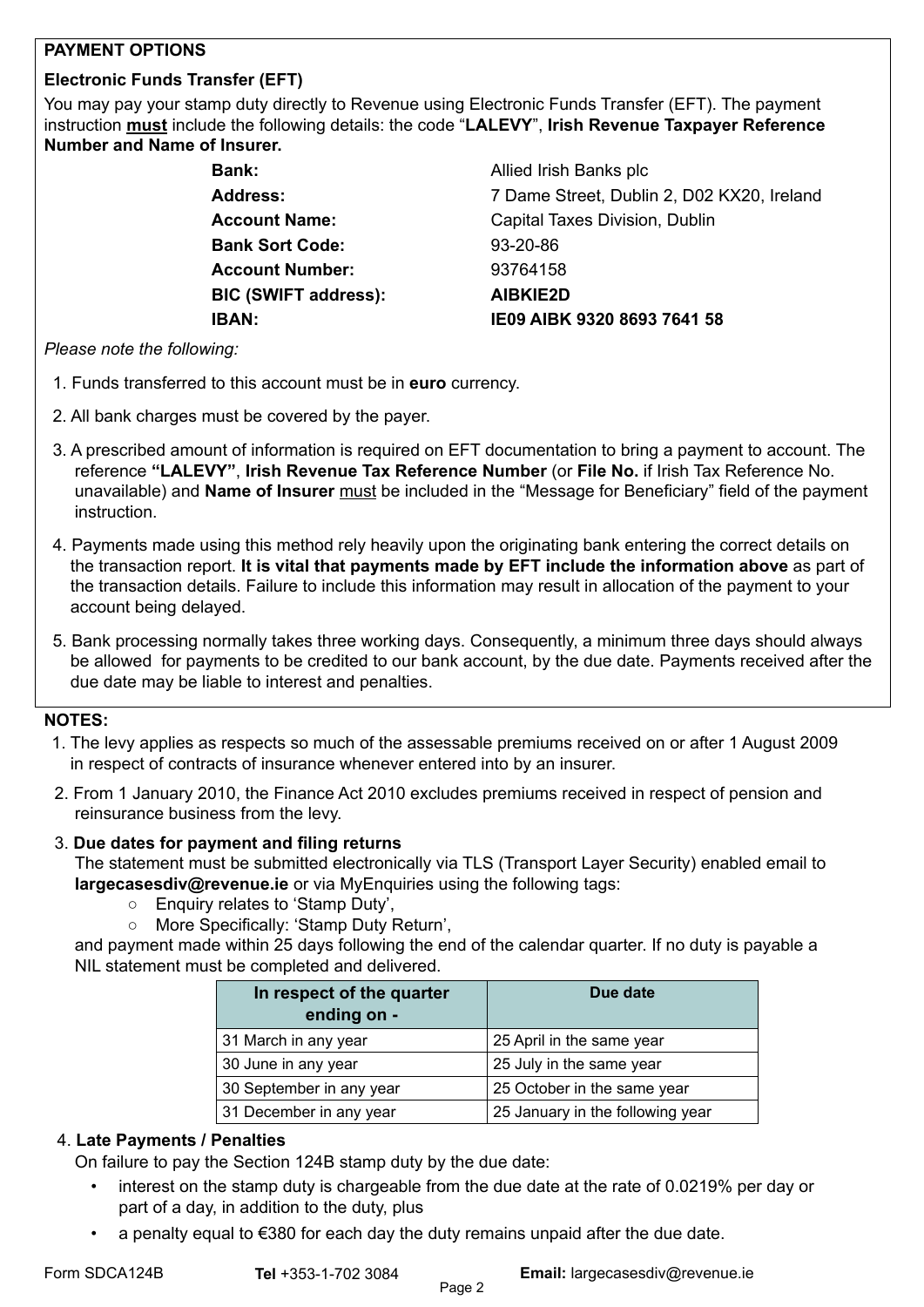## PAYMENT OPTIONS

### Electronic Funds Transfer (EFT)

You may pay your stamp duty directly to Revenue using Electronic Funds Transfer (EFT). The payment instruction **must** include the following details: the code "**LALEVY**", **Irish Revenue Taxpayer Reference Number and Name of Insurer.**

| | |
|---|---|
| **Bank:** | Allied Irish Banks plc |
| **Address:** | 7 Dame Street, Dublin 2, D02 KX20, Ireland |
| **Account Name:** | Capital Taxes Division, Dublin |
| **Bank Sort Code:** | 93-20-86 |
| **Account Number:** | 93764158 |
| **BIC (SWIFT address):** | **AIBKIE2D** |
| **IBAN:** | **IE09 AIBK 9320 8693 7641 58** |

*Please note the following:*

1. Funds transferred to this account must be in **euro** currency.
2. All bank charges must be covered by the payer.
3. A prescribed amount of information is required on EFT documentation to bring a payment to account. The reference **"LALEVY"**, **Irish Revenue Tax Reference Number** (or **File No.** if Irish Tax Reference No. unavailable) and **Name of Insurer** must be included in the "Message for Beneficiary" field of the payment instruction.
4. Payments made using this method rely heavily upon the originating bank entering the correct details on the transaction report. **It is vital that payments made by EFT include the information above** as part of the transaction details. Failure to include this information may result in allocation of the payment to your account being delayed.
5. Bank processing normally takes three working days. Consequently, a minimum three days should always be allowed for payments to be credited to our bank account, by the due date. Payments received after the due date may be liable to interest and penalties.

## NOTES:

1. The levy applies as respects so much of the assessable premiums received on or after 1 August 2009 in respect of contracts of insurance whenever entered into by an insurer.
2. From 1 January 2010, the Finance Act 2010 excludes premiums received in respect of pension and reinsurance business from the levy.
3. **Due dates for payment and filing returns**
   The statement must be submitted electronically via TLS (Transport Layer Security) enabled email to **largecasesdiv@revenue.ie** or via MyEnquiries using the following tags:
   - Enquiry relates to 'Stamp Duty',
   - More Specifically: 'Stamp Duty Return',

   and payment made within 25 days following the end of the calendar quarter. If no duty is payable a NIL statement must be completed and delivered.

| In respect of the quarter ending on - | Due date |
|---|---|
| 31 March in any year | 25 April in the same year |
| 30 June in any year | 25 July in the same year |
| 30 September in any year | 25 October in the same year |
| 31 December in any year | 25 January in the following year |

4. **Late Payments / Penalties**
   On failure to pay the Section 124B stamp duty by the due date:
   - interest on the stamp duty is chargeable from the due date at the rate of 0.0219% per day or part of a day, in addition to the duty, plus
   - a penalty equal to €380 for each day the duty remains unpaid after the due date.

Form SDCA124B **Tel** +353-1-702 3084 **Email:** largecasesdiv@revenue.ie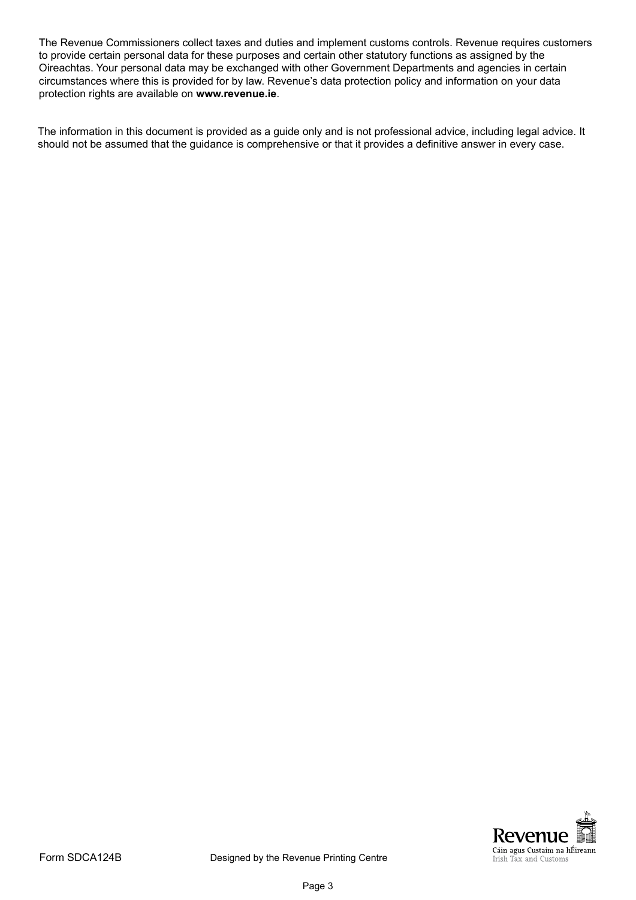The Revenue Commissioners collect taxes and duties and implement customs controls. Revenue requires customers to provide certain personal data for these purposes and certain other statutory functions as assigned by the Oireachtas. Your personal data may be exchanged with other Government Departments and agencies in certain circumstances where this is provided for by law. Revenue's data protection policy and information on your data protection rights are available on **www.revenue.ie**.

The information in this document is provided as a guide only and is not professional advice, including legal advice. It should not be assumed that the guidance is comprehensive or that it provides a definitive answer in every case.

Form SDCA124B

Designed by the Revenue Printing Centre

Revenue
Cáin agus Custaim na hÉireann
Irish Tax and Customs